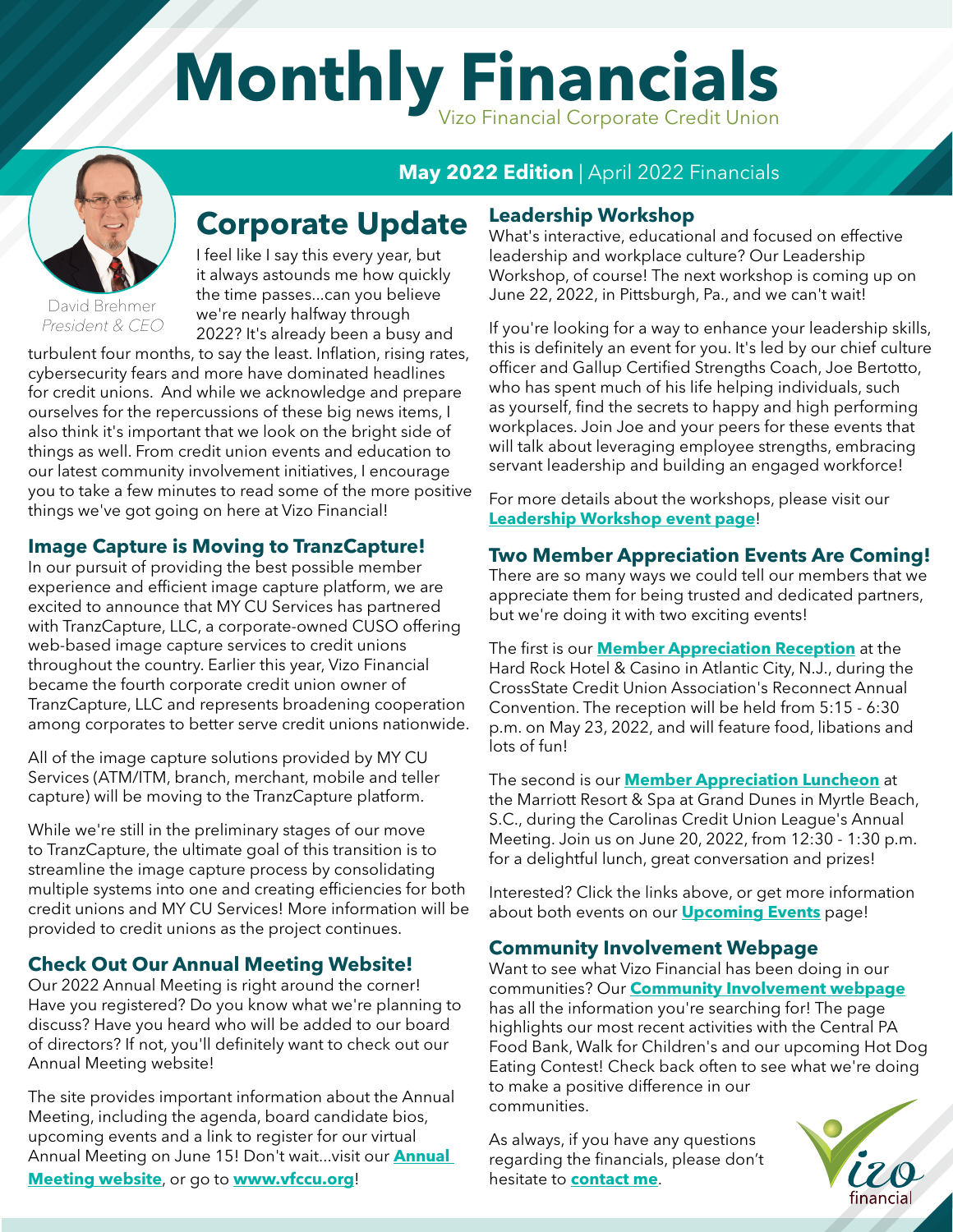# Monthly Financials

Vizo Financial Corporate Credit Union

**May 2022 Edition** | April 2022 Financials

David Brehmer
*President & CEO*

## Corporate Update

I feel like I say this every year, but it always astounds me how quickly the time passes...can you believe we're nearly halfway through 2022? It's already been a busy and turbulent four months, to say the least. Inflation, rising rates, cybersecurity fears and more have dominated headlines for credit unions. And while we acknowledge and prepare ourselves for the repercussions of these big news items, I also think it's important that we look on the bright side of things as well. From credit union events and education to our latest community involvement initiatives, I encourage you to take a few minutes to read some of the more positive things we've got going on here at Vizo Financial!

### Image Capture is Moving to TranzCapture!

In our pursuit of providing the best possible member experience and efficient image capture platform, we are excited to announce that MY CU Services has partnered with TranzCapture, LLC, a corporate-owned CUSO offering web-based image capture services to credit unions throughout the country. Earlier this year, Vizo Financial became the fourth corporate credit union owner of TranzCapture, LLC and represents broadening cooperation among corporates to better serve credit unions nationwide.

All of the image capture solutions provided by MY CU Services (ATM/ITM, branch, merchant, mobile and teller capture) will be moving to the TranzCapture platform.

While we're still in the preliminary stages of our move to TranzCapture, the ultimate goal of this transition is to streamline the image capture process by consolidating multiple systems into one and creating efficiencies for both credit unions and MY CU Services! More information will be provided to credit unions as the project continues.

### Check Out Our Annual Meeting Website!

Our 2022 Annual Meeting is right around the corner! Have you registered? Do you know what we're planning to discuss? Have you heard who will be added to our board of directors? If not, you'll definitely want to check out our Annual Meeting website!

The site provides important information about the Annual Meeting, including the agenda, board candidate bios, upcoming events and a link to register for our virtual Annual Meeting on June 15! Don't wait...visit our **Annual Meeting website**, or go to **www.vfccu.org**!

### Leadership Workshop

What's interactive, educational and focused on effective leadership and workplace culture? Our Leadership Workshop, of course! The next workshop is coming up on June 22, 2022, in Pittsburgh, Pa., and we can't wait!

If you're looking for a way to enhance your leadership skills, this is definitely an event for you. It's led by our chief culture officer and Gallup Certified Strengths Coach, Joe Bertotto, who has spent much of his life helping individuals, such as yourself, find the secrets to happy and high performing workplaces. Join Joe and your peers for these events that will talk about leveraging employee strengths, embracing servant leadership and building an engaged workforce!

For more details about the workshops, please visit our **Leadership Workshop event page**!

### Two Member Appreciation Events Are Coming!

There are so many ways we could tell our members that we appreciate them for being trusted and dedicated partners, but we're doing it with two exciting events!

The first is our **Member Appreciation Reception** at the Hard Rock Hotel & Casino in Atlantic City, N.J., during the CrossState Credit Union Association's Reconnect Annual Convention. The reception will be held from 5:15 - 6:30 p.m. on May 23, 2022, and will feature food, libations and lots of fun!

The second is our **Member Appreciation Luncheon** at the Marriott Resort & Spa at Grand Dunes in Myrtle Beach, S.C., during the Carolinas Credit Union League's Annual Meeting. Join us on June 20, 2022, from 12:30 - 1:30 p.m. for a delightful lunch, great conversation and prizes!

Interested? Click the links above, or get more information about both events on our **Upcoming Events** page!

### Community Involvement Webpage

Want to see what Vizo Financial has been doing in our communities? Our **Community Involvement webpage** has all the information you're searching for! The page highlights our most recent activities with the Central PA Food Bank, Walk for Children's and our upcoming Hot Dog Eating Contest! Check back often to see what we're doing to make a positive difference in our communities.

As always, if you have any questions regarding the financials, please don't hesitate to **contact me**.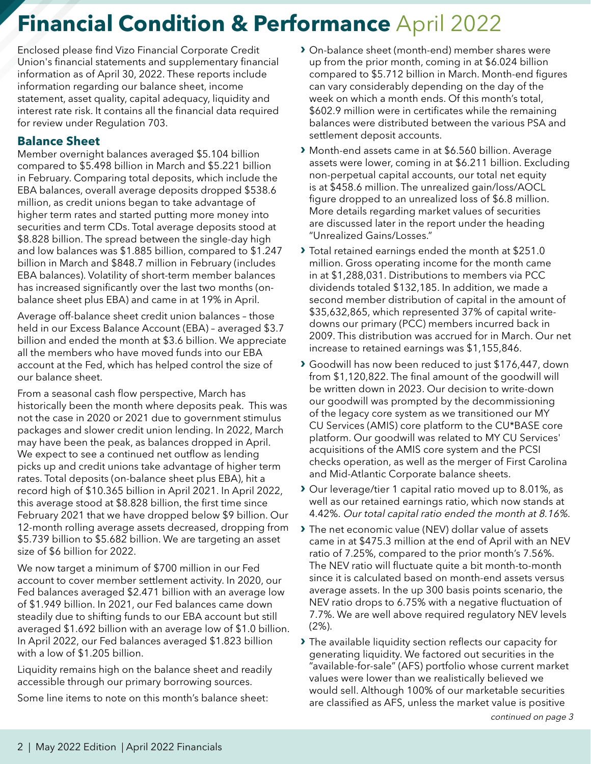# Financial Condition & Performance April 2022

Enclosed please find Vizo Financial Corporate Credit Union's financial statements and supplementary financial information as of April 30, 2022. These reports include information regarding our balance sheet, income statement, asset quality, capital adequacy, liquidity and interest rate risk. It contains all the financial data required for review under Regulation 703.

## Balance Sheet

Member overnight balances averaged $5.104 billion compared to $5.498 billion in March and $5.221 billion in February. Comparing total deposits, which include the EBA balances, overall average deposits dropped $538.6 million, as credit unions began to take advantage of higher term rates and started putting more money into securities and term CDs. Total average deposits stood at $8.828 billion. The spread between the single-day high and low balances was $1.885 billion, compared to $1.247 billion in March and $848.7 million in February (includes EBA balances). Volatility of short-term member balances has increased significantly over the last two months (on-balance sheet plus EBA) and came in at 19% in April.

Average off-balance sheet credit union balances – those held in our Excess Balance Account (EBA) – averaged $3.7 billion and ended the month at $3.6 billion. We appreciate all the members who have moved funds into our EBA account at the Fed, which has helped control the size of our balance sheet.

From a seasonal cash flow perspective, March has historically been the month where deposits peak. This was not the case in 2020 or 2021 due to government stimulus packages and slower credit union lending. In 2022, March may have been the peak, as balances dropped in April. We expect to see a continued net outflow as lending picks up and credit unions take advantage of higher term rates. Total deposits (on-balance sheet plus EBA), hit a record high of $10.365 billion in April 2021. In April 2022, this average stood at $8.828 billion, the first time since February 2021 that we have dropped below $9 billion. Our 12-month rolling average assets decreased, dropping from $5.739 billion to $5.682 billion. We are targeting an asset size of $6 billion for 2022.

We now target a minimum of $700 million in our Fed account to cover member settlement activity. In 2020, our Fed balances averaged $2.471 billion with an average low of $1.949 billion. In 2021, our Fed balances came down steadily due to shifting funds to our EBA account but still averaged $1.692 billion with an average low of $1.0 billion. In April 2022, our Fed balances averaged $1.823 billion with a low of $1.205 billion.

Liquidity remains high on the balance sheet and readily accessible through our primary borrowing sources.

Some line items to note on this month's balance sheet:

- On-balance sheet (month-end) member shares were up from the prior month, coming in at $6.024 billion compared to $5.712 billion in March. Month-end figures can vary considerably depending on the day of the week on which a month ends. Of this month's total, $602.9 million were in certificates while the remaining balances were distributed between the various PSA and settlement deposit accounts.
- Month-end assets came in at $6.560 billion. Average assets were lower, coming in at $6.211 billion. Excluding non-perpetual capital accounts, our total net equity is at $458.6 million. The unrealized gain/loss/AOCL figure dropped to an unrealized loss of $6.8 million. More details regarding market values of securities are discussed later in the report under the heading "Unrealized Gains/Losses."
- Total retained earnings ended the month at $251.0 million. Gross operating income for the month came in at $1,288,031. Distributions to members via PCC dividends totaled $132,185. In addition, we made a second member distribution of capital in the amount of $35,632,865, which represented 37% of capital write-downs our primary (PCC) members incurred back in 2009. This distribution was accrued for in March. Our net increase to retained earnings was $1,155,846.
- Goodwill has now been reduced to just $176,447, down from $1,120,822. The final amount of the goodwill will be written down in 2023. Our decision to write-down our goodwill was prompted by the decommissioning of the legacy core system as we transitioned our MY CU Services (AMIS) core platform to the CU*BASE core platform. Our goodwill was related to MY CU Services' acquisitions of the AMIS core system and the PCSI checks operation, as well as the merger of First Carolina and Mid-Atlantic Corporate balance sheets.
- Our leverage/tier 1 capital ratio moved up to 8.01%, as well as our retained earnings ratio, which now stands at 4.42%. *Our total capital ratio ended the month at 8.16%.*
- The net economic value (NEV) dollar value of assets came in at $475.3 million at the end of April with an NEV ratio of 7.25%, compared to the prior month's 7.56%. The NEV ratio will fluctuate quite a bit month-to-month since it is calculated based on month-end assets versus average assets. In the up 300 basis points scenario, the NEV ratio drops to 6.75% with a negative fluctuation of 7.7%. We are well above required regulatory NEV levels (2%).
- The available liquidity section reflects our capacity for generating liquidity. We factored out securities in the "available-for-sale" (AFS) portfolio whose current market values were lower than we realistically believed we would sell. Although 100% of our marketable securities are classified as AFS, unless the market value is positive

*continued on page 3*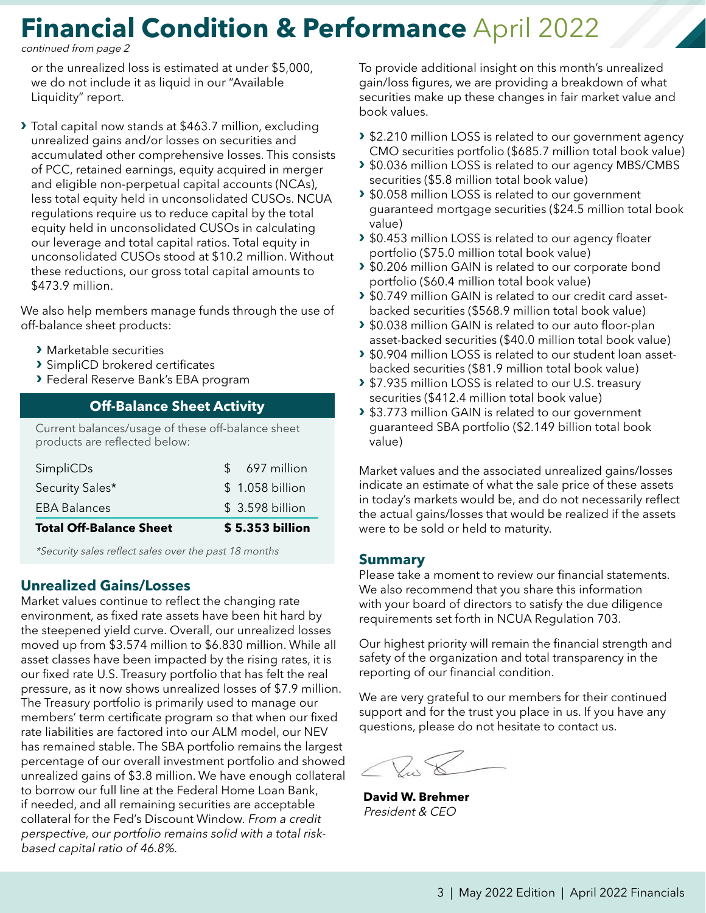# Financial Condition & Performance April 2022

*continued from page 2*

or the unrealized loss is estimated at under $5,000, we do not include it as liquid in our "Available Liquidity" report.

- Total capital now stands at $463.7 million, excluding unrealized gains and/or losses on securities and accumulated other comprehensive losses. This consists of PCC, retained earnings, equity acquired in merger and eligible non-perpetual capital accounts (NCAs), less total equity held in unconsolidated CUSOs. NCUA regulations require us to reduce capital by the total equity held in unconsolidated CUSOs in calculating our leverage and total capital ratios. Total equity in unconsolidated CUSOs stood at $10.2 million. Without these reductions, our gross total capital amounts to $473.9 million.

We also help members manage funds through the use of off-balance sheet products:

- Marketable securities
- SimpliCD brokered certificates
- Federal Reserve Bank's EBA program

## Off-Balance Sheet Activity

Current balances/usage of these off-balance sheet products are reflected below:

| | |
|---|---|
| SimpliCDs | $ 697 million |
| Security Sales* | $ 1.058 billion |
| EBA Balances | $ 3.598 billion |
| **Total Off-Balance Sheet** | **$ 5.353 billion** |

*\*Security sales reflect sales over the past 18 months*

## Unrealized Gains/Losses

Market values continue to reflect the changing rate environment, as fixed rate assets have been hit hard by the steepened yield curve. Overall, our unrealized losses moved up from $3.574 million to $6.830 million. While all asset classes have been impacted by the rising rates, it is our fixed rate U.S. Treasury portfolio that has felt the real pressure, as it now shows unrealized losses of $7.9 million. The Treasury portfolio is primarily used to manage our members' term certificate program so that when our fixed rate liabilities are factored into our ALM model, our NEV has remained stable. The SBA portfolio remains the largest percentage of our overall investment portfolio and showed unrealized gains of $3.8 million. We have enough collateral to borrow our full line at the Federal Home Loan Bank, if needed, and all remaining securities are acceptable collateral for the Fed's Discount Window. *From a credit perspective, our portfolio remains solid with a total risk-based capital ratio of 46.8%.*

To provide additional insight on this month's unrealized gain/loss figures, we are providing a breakdown of what securities make up these changes in fair market value and book values.

- $2.210 million LOSS is related to our government agency CMO securities portfolio ($685.7 million total book value)
- $0.036 million LOSS is related to our agency MBS/CMBS securities ($5.8 million total book value)
- $0.058 million LOSS is related to our government guaranteed mortgage securities ($24.5 million total book value)
- $0.453 million LOSS is related to our agency floater portfolio ($75.0 million total book value)
- $0.206 million GAIN is related to our corporate bond portfolio ($60.4 million total book value)
- $0.749 million GAIN is related to our credit card asset-backed securities ($568.9 million total book value)
- $0.038 million GAIN is related to our auto floor-plan asset-backed securities ($40.0 million total book value)
- $0.904 million LOSS is related to our student loan asset-backed securities ($81.9 million total book value)
- $7.935 million LOSS is related to our U.S. treasury securities ($412.4 million total book value)
- $3.773 million GAIN is related to our government guaranteed SBA portfolio ($2.149 billion total book value)

Market values and the associated unrealized gains/losses indicate an estimate of what the sale price of these assets in today's markets would be, and do not necessarily reflect the actual gains/losses that would be realized if the assets were to be sold or held to maturity.

## Summary

Please take a moment to review our financial statements. We also recommend that you share this information with your board of directors to satisfy the due diligence requirements set forth in NCUA Regulation 703.

Our highest priority will remain the financial strength and safety of the organization and total transparency in the reporting of our financial condition.

We are very grateful to our members for their continued support and for the trust you place in us. If you have any questions, please do not hesitate to contact us.

**David W. Brehmer**
*President & CEO*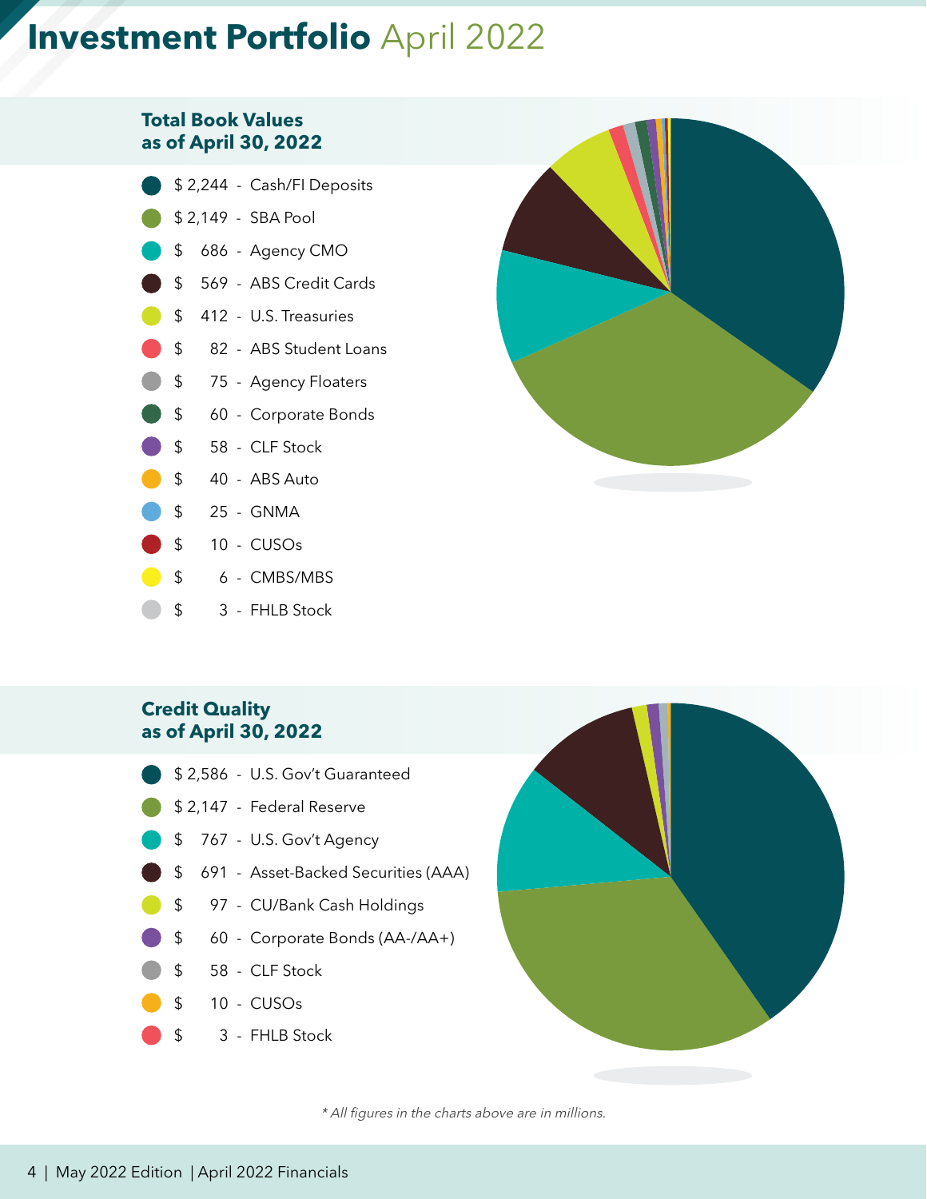# Investment Portfolio April 2022

## Total Book Values as of April 30, 2022

- $ 2,244 - Cash/FI Deposits
- $ 2,149 - SBA Pool
- $ 686 - Agency CMO
- $ 569 - ABS Credit Cards
- $ 412 - U.S. Treasuries
- $ 82 - ABS Student Loans
- $ 75 - Agency Floaters
- $ 60 - Corporate Bonds
- $ 58 - CLF Stock
- $ 40 - ABS Auto
- $ 25 - GNMA
- $ 10 - CUSOs
- $ 6 - CMBS/MBS
- $ 3 - FHLB Stock

## Credit Quality as of April 30, 2022

- $ 2,586 - U.S. Gov't Guaranteed
- $ 2,147 - Federal Reserve
- $ 767 - U.S. Gov't Agency
- $ 691 - Asset-Backed Securities (AAA)
- $ 97 - CU/Bank Cash Holdings
- $ 60 - Corporate Bonds (AA-/AA+)
- $ 58 - CLF Stock
- $ 10 - CUSOs
- $ 3 - FHLB Stock

*\* All figures in the charts above are in millions.*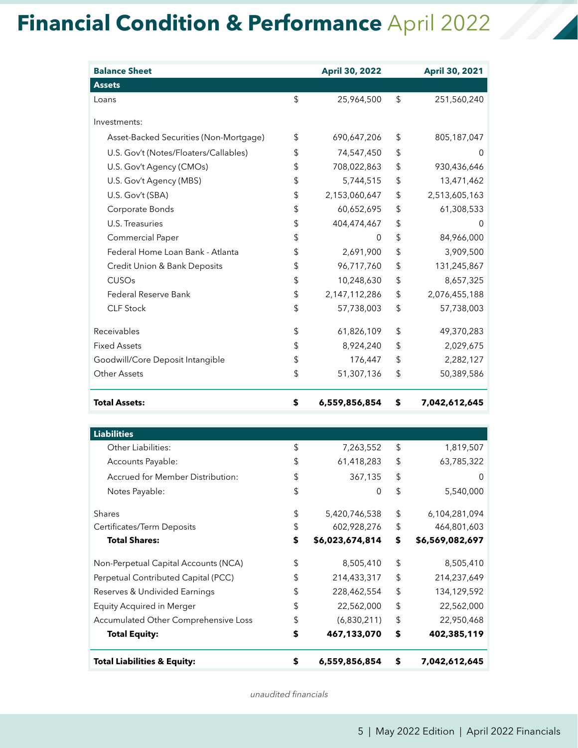# Financial Condition & Performance April 2022

| Balance Sheet | | April 30, 2022 | | April 30, 2021 |
|---|---|---|---|---|
| **Assets** | | | | |
| Loans | $ | 25,964,500 | $ | 251,560,240 |
| Investments: | | | | |
| Asset-Backed Securities (Non-Mortgage) | $ | 690,647,206 | $ | 805,187,047 |
| U.S. Gov't (Notes/Floaters/Callables) | $ | 74,547,450 | $ | 0 |
| U.S. Gov't Agency (CMOs) | $ | 708,022,863 | $ | 930,436,646 |
| U.S. Gov't Agency (MBS) | $ | 5,744,515 | $ | 13,471,462 |
| U.S. Gov't (SBA) | $ | 2,153,060,647 | $ | 2,513,605,163 |
| Corporate Bonds | $ | 60,652,695 | $ | 61,308,533 |
| U.S. Treasuries | $ | 404,474,467 | $ | 0 |
| Commercial Paper | $ | 0 | $ | 84,966,000 |
| Federal Home Loan Bank - Atlanta | $ | 2,691,900 | $ | 3,909,500 |
| Credit Union & Bank Deposits | $ | 96,717,760 | $ | 131,245,867 |
| CUSOs | $ | 10,248,630 | $ | 8,657,325 |
| Federal Reserve Bank | $ | 2,147,112,286 | $ | 2,076,455,188 |
| CLF Stock | $ | 57,738,003 | $ | 57,738,003 |
| Receivables | $ | 61,826,109 | $ | 49,370,283 |
| Fixed Assets | $ | 8,924,240 | $ | 2,029,675 |
| Goodwill/Core Deposit Intangible | $ | 176,447 | $ | 2,282,127 |
| Other Assets | $ | 51,307,136 | $ | 50,389,586 |
| **Total Assets:** | **$** | **6,559,856,854** | **$** | **7,042,612,645** |

| Liabilities | | | | |
|---|---|---|---|---|
| Other Liabilities: | $ | 7,263,552 | $ | 1,819,507 |
| Accounts Payable: | $ | 61,418,283 | $ | 63,785,322 |
| Accrued for Member Distribution: | $ | 367,135 | $ | 0 |
| Notes Payable: | $ | 0 | $ | 5,540,000 |
| Shares | $ | 5,420,746,538 | $ | 6,104,281,094 |
| Certificates/Term Deposits | $ | 602,928,276 | $ | 464,801,603 |
| **Total Shares:** | **$** | **$6,023,674,814** | **$** | **$6,569,082,697** |
| Non-Perpetual Capital Accounts (NCA) | $ | 8,505,410 | $ | 8,505,410 |
| Perpetual Contributed Capital (PCC) | $ | 214,433,317 | $ | 214,237,649 |
| Reserves & Undivided Earnings | $ | 228,462,554 | $ | 134,129,592 |
| Equity Acquired in Merger | $ | 22,562,000 | $ | 22,562,000 |
| Accumulated Other Comprehensive Loss | $ | (6,830,211) | $ | 22,950,468 |
| **Total Equity:** | **$** | **467,133,070** | **$** | **402,385,119** |
| **Total Liabilities & Equity:** | **$** | **6,559,856,854** | **$** | **7,042,612,645** |

*unaudited financials*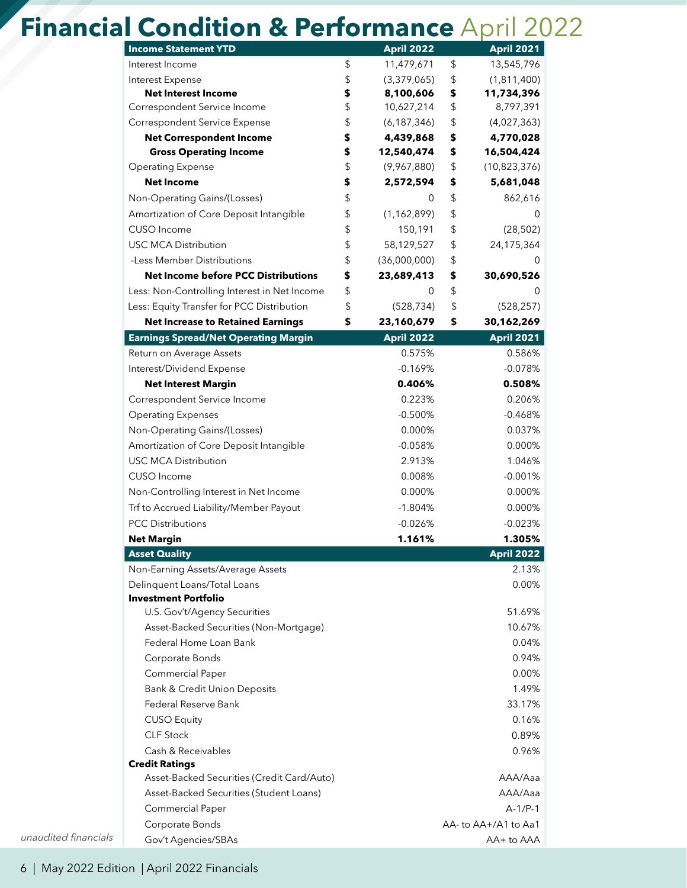# Financial Condition & Performance April 2022

| Income Statement YTD | April 2022 | April 2021 |
|---|---|---|
| Interest Income | $ 11,479,671 | $ 13,545,796 |
| Interest Expense | $ (3,379,065) | $ (1,811,400) |
| **Net Interest Income** | **$ 8,100,606** | **$ 11,734,396** |
| Correspondent Service Income | $ 10,627,214 | $ 8,797,391 |
| Correspondent Service Expense | $ (6,187,346) | $ (4,027,363) |
| **Net Correspondent Income** | **$ 4,439,868** | **$ 4,770,028** |
| **Gross Operating Income** | **$ 12,540,474** | **$ 16,504,424** |
| Operating Expense | $ (9,967,880) | $ (10,823,376) |
| **Net Income** | **$ 2,572,594** | **$ 5,681,048** |
| Non-Operating Gains/(Losses) | $ 0 | $ 862,616 |
| Amortization of Core Deposit Intangible | $ (1,162,899) | $ 0 |
| CUSO Income | $ 150,191 | $ (28,502) |
| USC MCA Distribution | $ 58,129,527 | $ 24,175,364 |
| -Less Member Distributions | $ (36,000,000) | $ 0 |
| **Net Income before PCC Distributions** | **$ 23,689,413** | **$ 30,690,526** |
| Less: Non-Controlling Interest in Net Income | $ 0 | $ 0 |
| Less: Equity Transfer for PCC Distribution | $ (528,734) | $ (528,257) |
| **Net Increase to Retained Earnings** | **$ 23,160,679** | **$ 30,162,269** |

| Earnings Spread/Net Operating Margin | April 2022 | April 2021 |
|---|---|---|
| Return on Average Assets | 0.575% | 0.586% |
| Interest/Dividend Expense | -0.169% | -0.078% |
| **Net Interest Margin** | **0.406%** | **0.508%** |
| Correspondent Service Income | 0.223% | 0.206% |
| Operating Expenses | -0.500% | -0.468% |
| Non-Operating Gains/(Losses) | 0.000% | 0.037% |
| Amortization of Core Deposit Intangible | -0.058% | 0.000% |
| USC MCA Distribution | 2.913% | 1.046% |
| CUSO Income | 0.008% | -0.001% |
| Non-Controlling Interest in Net Income | 0.000% | 0.000% |
| Trf to Accrued Liability/Member Payout | -1.804% | 0.000% |
| PCC Distributions | -0.026% | -0.023% |
| **Net Margin** | **1.161%** | **1.305%** |

| Asset Quality | April 2022 |
|---|---|
| Non-Earning Assets/Average Assets | 2.13% |
| Delinquent Loans/Total Loans | 0.00% |
| **Investment Portfolio** | |
| U.S. Gov't/Agency Securities | 51.69% |
| Asset-Backed Securities (Non-Mortgage) | 10.67% |
| Federal Home Loan Bank | 0.04% |
| Corporate Bonds | 0.94% |
| Commercial Paper | 0.00% |
| Bank & Credit Union Deposits | 1.49% |
| Federal Reserve Bank | 33.17% |
| CUSO Equity | 0.16% |
| CLF Stock | 0.89% |
| Cash & Receivables | 0.96% |
| **Credit Ratings** | |
| Asset-Backed Securities (Credit Card/Auto) | AAA/Aaa |
| Asset-Backed Securities (Student Loans) | AAA/Aaa |
| Commercial Paper | A-1/P-1 |
| Corporate Bonds | AA- to AA+/A1 to Aa1 |
| Gov't Agencies/SBAs | AA+ to AAA |

*unaudited financials*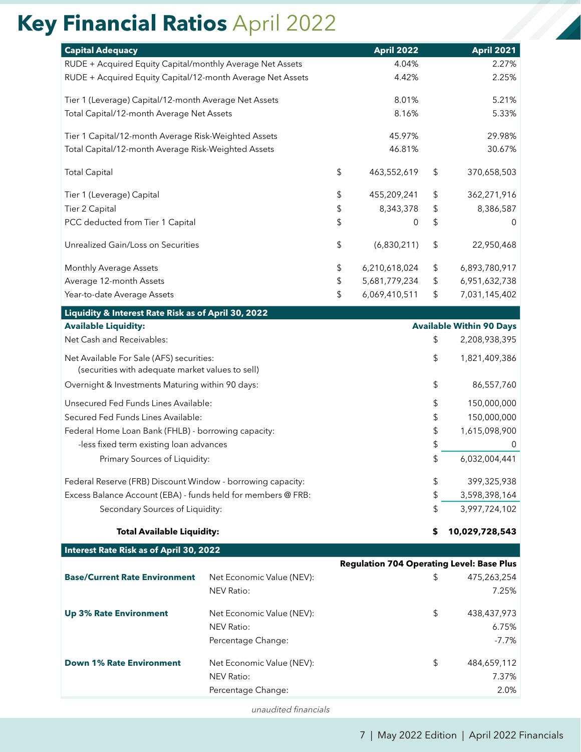# Key Financial Ratios April 2022

| Capital Adequacy | April 2022 | April 2021 |
|---|---|---|
| RUDE + Acquired Equity Capital/monthly Average Net Assets | 4.04% | 2.27% |
| RUDE + Acquired Equity Capital/12-month Average Net Assets | 4.42% | 2.25% |
| Tier 1 (Leverage) Capital/12-month Average Net Assets | 8.01% | 5.21% |
| Total Capital/12-month Average Net Assets | 8.16% | 5.33% |
| Tier 1 Capital/12-month Average Risk-Weighted Assets | 45.97% | 29.98% |
| Total Capital/12-month Average Risk-Weighted Assets | 46.81% | 30.67% |
| Total Capital | $ 463,552,619 | $ 370,658,503 |
| Tier 1 (Leverage) Capital | $ 455,209,241 | $ 362,271,916 |
| Tier 2 Capital | $ 8,343,378 | $ 8,386,587 |
| PCC deducted from Tier 1 Capital | $ 0 | $ 0 |
| Unrealized Gain/Loss on Securities | $ (6,830,211) | $ 22,950,468 |
| Monthly Average Assets | $ 6,210,618,024 | $ 6,893,780,917 |
| Average 12-month Assets | $ 5,681,779,234 | $ 6,951,632,738 |
| Year-to-date Average Assets | $ 6,069,410,511 | $ 7,031,145,402 |

| Liquidity & Interest Rate Risk as of April 30, 2022 | |
|---|---|
| **Available Liquidity:** | **Available Within 90 Days** |
| Net Cash and Receivables: | $ 2,208,938,395 |
| Net Available For Sale (AFS) securities: (securities with adequate market values to sell) | $ 1,821,409,386 |
| Overnight & Investments Maturing within 90 days: | $ 86,557,760 |
| Unsecured Fed Funds Lines Available: | $ 150,000,000 |
| Secured Fed Funds Lines Available: | $ 150,000,000 |
| Federal Home Loan Bank (FHLB) - borrowing capacity: | $ 1,615,098,900 |
| -less fixed term existing loan advances | $ 0 |
| Primary Sources of Liquidity: | $ 6,032,004,441 |
| Federal Reserve (FRB) Discount Window - borrowing capacity: | $ 399,325,938 |
| Excess Balance Account (EBA) - funds held for members @ FRB: | $ 3,598,398,164 |
| Secondary Sources of Liquidity: | $ 3,997,724,102 |
| **Total Available Liquidity:** | **$ 10,029,728,543** |

| Interest Rate Risk as of April 30, 2022 | | |
|---|---|---|
| | | **Regulation 704 Operating Level: Base Plus** |
| **Base/Current Rate Environment** | Net Economic Value (NEV): | $ 475,263,254 |
| | NEV Ratio: | 7.25% |
| **Up 3% Rate Environment** | Net Economic Value (NEV): | $ 438,437,973 |
| | NEV Ratio: | 6.75% |
| | Percentage Change: | -7.7% |
| **Down 1% Rate Environment** | Net Economic Value (NEV): | $ 484,659,112 |
| | NEV Ratio: | 7.37% |
| | Percentage Change: | 2.0% |

*unaudited financials*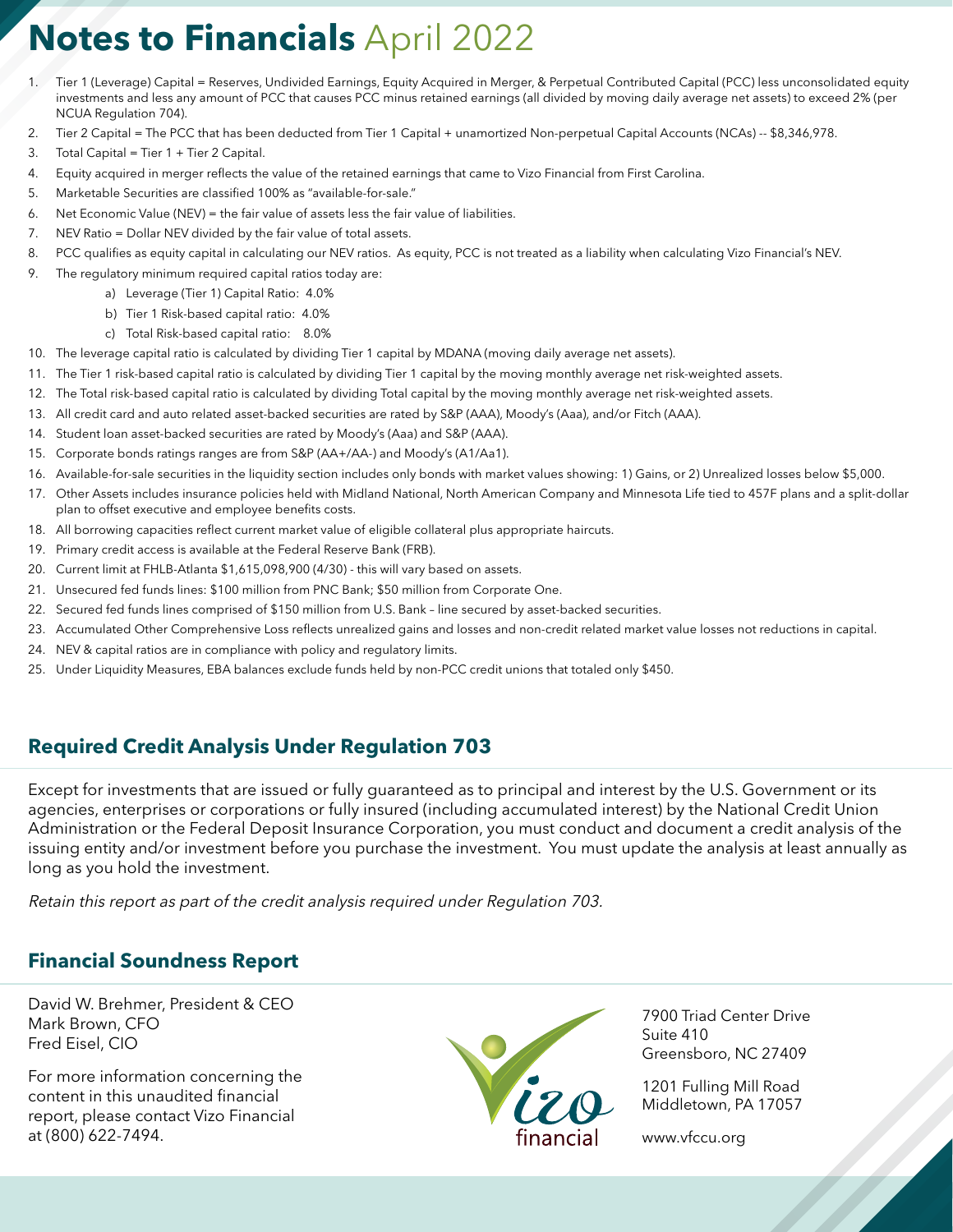# **Notes to Financials** April 2022

1. Tier 1 (Leverage) Capital = Reserves, Undivided Earnings, Equity Acquired in Merger, & Perpetual Contributed Capital (PCC) less unconsolidated equity investments and less any amount of PCC that causes PCC minus retained earnings (all divided by moving daily average net assets) to exceed 2% (per NCUA Regulation 704).
2. Tier 2 Capital = The PCC that has been deducted from Tier 1 Capital + unamortized Non-perpetual Capital Accounts (NCAs) -- $8,346,978.
3. Total Capital = Tier 1 + Tier 2 Capital.
4. Equity acquired in merger reflects the value of the retained earnings that came to Vizo Financial from First Carolina.
5. Marketable Securities are classified 100% as "available-for-sale."
6. Net Economic Value (NEV) = the fair value of assets less the fair value of liabilities.
7. NEV Ratio = Dollar NEV divided by the fair value of total assets.
8. PCC qualifies as equity capital in calculating our NEV ratios. As equity, PCC is not treated as a liability when calculating Vizo Financial's NEV.
9. The regulatory minimum required capital ratios today are:
    a) Leverage (Tier 1) Capital Ratio: 4.0%
    b) Tier 1 Risk-based capital ratio: 4.0%
    c) Total Risk-based capital ratio: 8.0%
10. The leverage capital ratio is calculated by dividing Tier 1 capital by MDANA (moving daily average net assets).
11. The Tier 1 risk-based capital ratio is calculated by dividing Tier 1 capital by the moving monthly average net risk-weighted assets.
12. The Total risk-based capital ratio is calculated by dividing Total capital by the moving monthly average net risk-weighted assets.
13. All credit card and auto related asset-backed securities are rated by S&P (AAA), Moody's (Aaa), and/or Fitch (AAA).
14. Student loan asset-backed securities are rated by Moody's (Aaa) and S&P (AAA).
15. Corporate bonds ratings ranges are from S&P (AA+/AA-) and Moody's (A1/Aa1).
16. Available-for-sale securities in the liquidity section includes only bonds with market values showing: 1) Gains, or 2) Unrealized losses below $5,000.
17. Other Assets includes insurance policies held with Midland National, North American Company and Minnesota Life tied to 457F plans and a split-dollar plan to offset executive and employee benefits costs.
18. All borrowing capacities reflect current market value of eligible collateral plus appropriate haircuts.
19. Primary credit access is available at the Federal Reserve Bank (FRB).
20. Current limit at FHLB-Atlanta $1,615,098,900 (4/30) - this will vary based on assets.
21. Unsecured fed funds lines: $100 million from PNC Bank; $50 million from Corporate One.
22. Secured fed funds lines comprised of $150 million from U.S. Bank – line secured by asset-backed securities.
23. Accumulated Other Comprehensive Loss reflects unrealized gains and losses and non-credit related market value losses not reductions in capital.
24. NEV & capital ratios are in compliance with policy and regulatory limits.
25. Under Liquidity Measures, EBA balances exclude funds held by non-PCC credit unions that totaled only $450.

## Required Credit Analysis Under Regulation 703

Except for investments that are issued or fully guaranteed as to principal and interest by the U.S. Government or its agencies, enterprises or corporations or fully insured (including accumulated interest) by the National Credit Union Administration or the Federal Deposit Insurance Corporation, you must conduct and document a credit analysis of the issuing entity and/or investment before you purchase the investment. You must update the analysis at least annually as long as you hold the investment.

*Retain this report as part of the credit analysis required under Regulation 703.*

## Financial Soundness Report

David W. Brehmer, President & CEO
Mark Brown, CFO
Fred Eisel, CIO

For more information concerning the content in this unaudited financial report, please contact Vizo Financial at (800) 622-7494.

7900 Triad Center Drive
Suite 410
Greensboro, NC 27409

1201 Fulling Mill Road
Middletown, PA 17057

www.vfccu.org